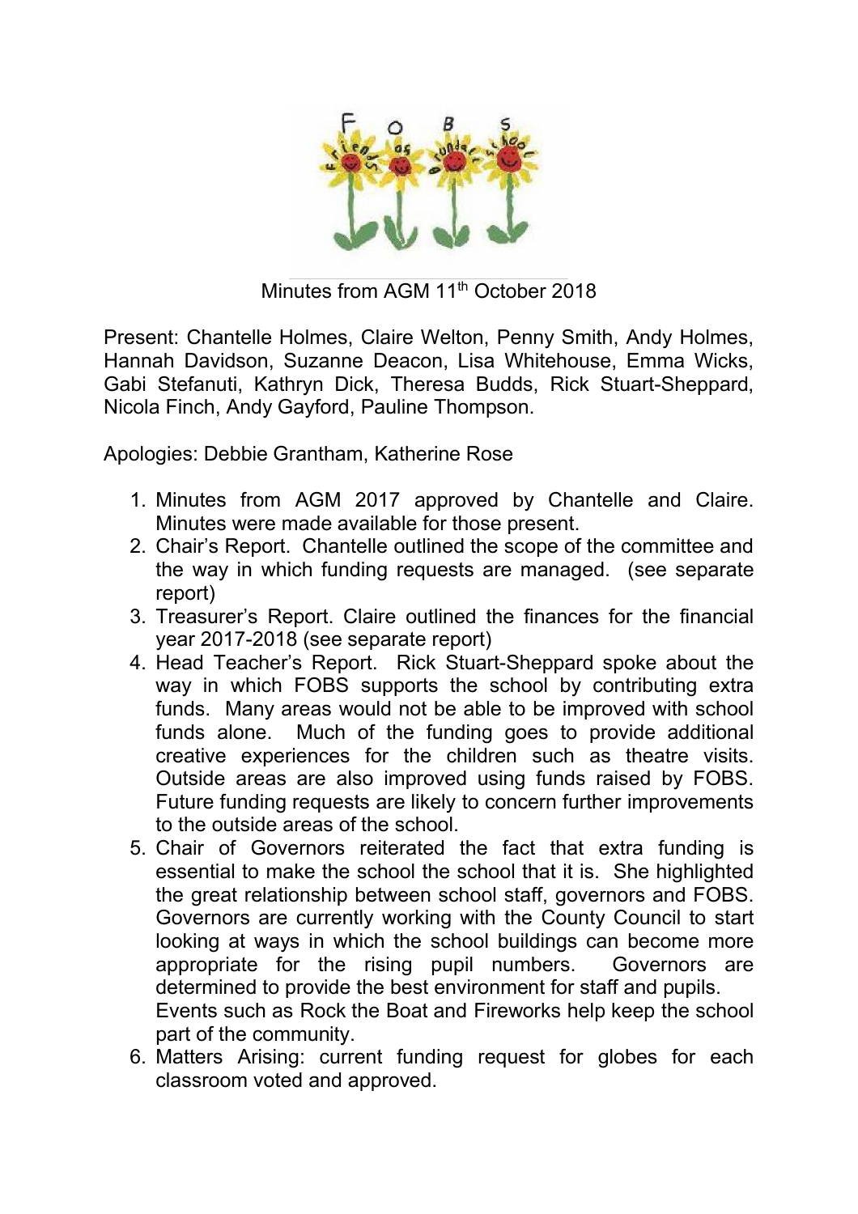Minutes from AGM 11th October 2018

Present: Chantelle Holmes, Claire Welton, Penny Smith, Andy Holmes, Hannah Davidson, Suzanne Deacon, Lisa Whitehouse, Emma Wicks, Gabi Stefanuti, Kathryn Dick, Theresa Budds, Rick Stuart-Sheppard, Nicola Finch, Andy Gayford, Pauline Thompson.

Apologies: Debbie Grantham, Katherine Rose

1. Minutes from AGM 2017 approved by Chantelle and Claire. Minutes were made available for those present.
2. Chair's Report. Chantelle outlined the scope of the committee and the way in which funding requests are managed. (see separate report)
3. Treasurer's Report. Claire outlined the finances for the financial year 2017-2018 (see separate report)
4. Head Teacher's Report. Rick Stuart-Sheppard spoke about the way in which FOBS supports the school by contributing extra funds. Many areas would not be able to be improved with school funds alone. Much of the funding goes to provide additional creative experiences for the children such as theatre visits. Outside areas are also improved using funds raised by FOBS. Future funding requests are likely to concern further improvements to the outside areas of the school.
5. Chair of Governors reiterated the fact that extra funding is essential to make the school the school that it is. She highlighted the great relationship between school staff, governors and FOBS. Governors are currently working with the County Council to start looking at ways in which the school buildings can become more appropriate for the rising pupil numbers. Governors are determined to provide the best environment for staff and pupils.
   Events such as Rock the Boat and Fireworks help keep the school part of the community.
6. Matters Arising: current funding request for globes for each classroom voted and approved.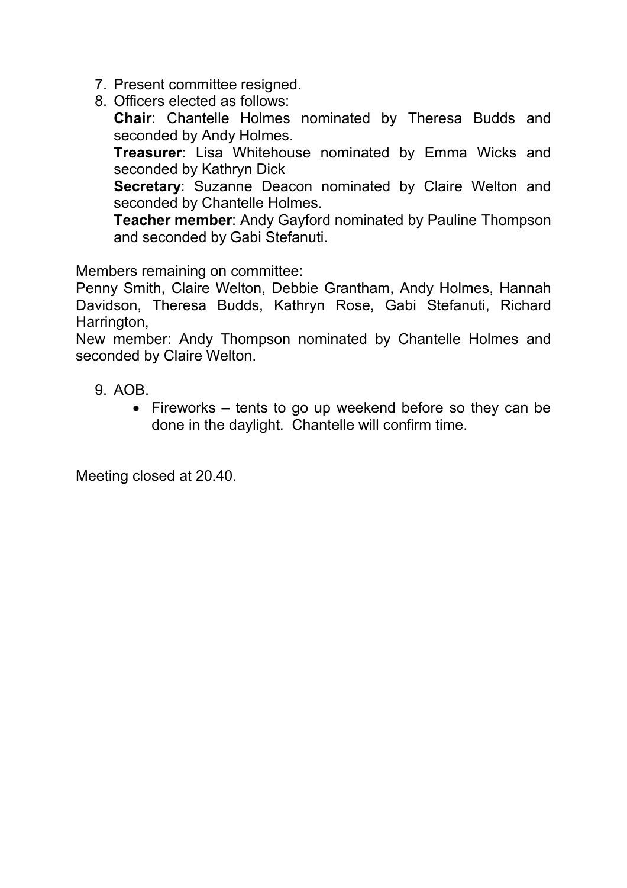7. Present committee resigned.
8. Officers elected as follows:
   **Chair**: Chantelle Holmes nominated by Theresa Budds and seconded by Andy Holmes.
   **Treasurer**: Lisa Whitehouse nominated by Emma Wicks and seconded by Kathryn Dick
   **Secretary**: Suzanne Deacon nominated by Claire Welton and seconded by Chantelle Holmes.
   **Teacher member**: Andy Gayford nominated by Pauline Thompson and seconded by Gabi Stefanuti.

Members remaining on committee:
Penny Smith, Claire Welton, Debbie Grantham, Andy Holmes, Hannah Davidson, Theresa Budds, Kathryn Rose, Gabi Stefanuti, Richard Harrington,
New member: Andy Thompson nominated by Chantelle Holmes and seconded by Claire Welton.

9. AOB.
   - Fireworks – tents to go up weekend before so they can be done in the daylight. Chantelle will confirm time.

Meeting closed at 20.40.